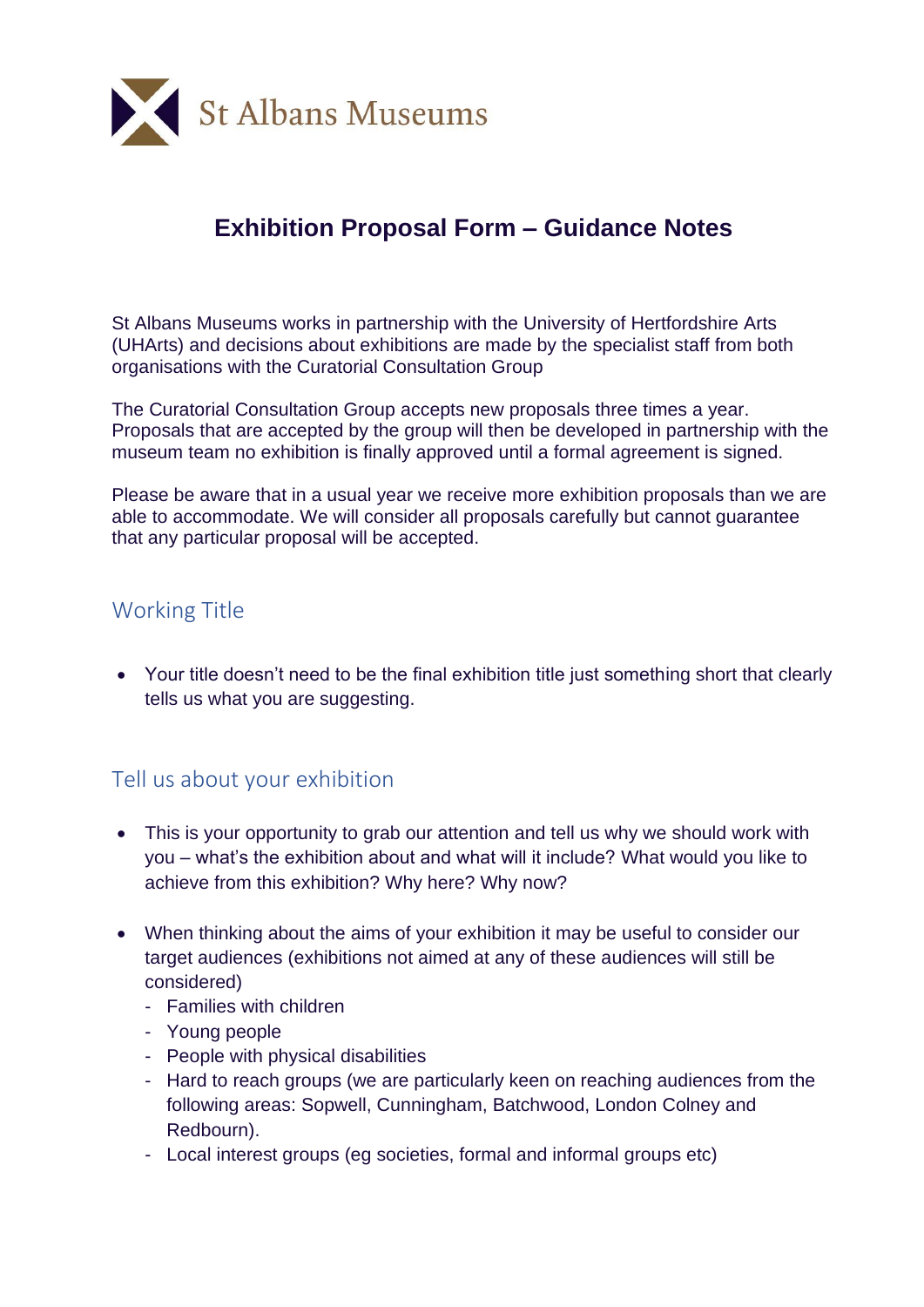St Albans Museums

# Exhibition Proposal Form – Guidance Notes

St Albans Museums works in partnership with the University of Hertfordshire Arts (UHArts) and decisions about exhibitions are made by the specialist staff from both organisations with the Curatorial Consultation Group

The Curatorial Consultation Group accepts new proposals three times a year. Proposals that are accepted by the group will then be developed in partnership with the museum team no exhibition is finally approved until a formal agreement is signed.

Please be aware that in a usual year we receive more exhibition proposals than we are able to accommodate. We will consider all proposals carefully but cannot guarantee that any particular proposal will be accepted.

## Working Title

- Your title doesn't need to be the final exhibition title just something short that clearly tells us what you are suggesting.

## Tell us about your exhibition

- This is your opportunity to grab our attention and tell us why we should work with you – what's the exhibition about and what will it include? What would you like to achieve from this exhibition? Why here? Why now?

- When thinking about the aims of your exhibition it may be useful to consider our target audiences (exhibitions not aimed at any of these audiences will still be considered)
  - Families with children
  - Young people
  - People with physical disabilities
  - Hard to reach groups (we are particularly keen on reaching audiences from the following areas: Sopwell, Cunningham, Batchwood, London Colney and Redbourn).
  - Local interest groups (eg societies, formal and informal groups etc)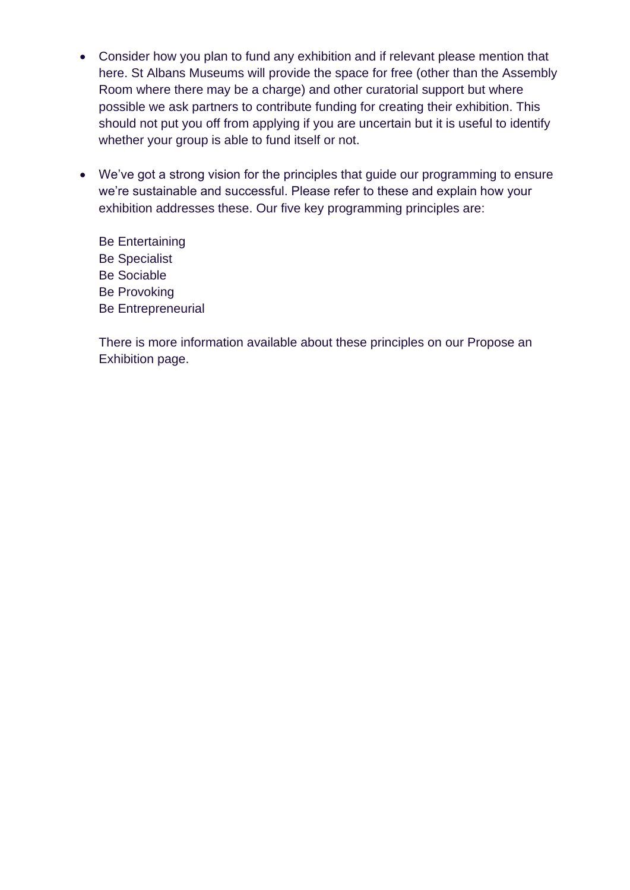- Consider how you plan to fund any exhibition and if relevant please mention that here. St Albans Museums will provide the space for free (other than the Assembly Room where there may be a charge) and other curatorial support but where possible we ask partners to contribute funding for creating their exhibition. This should not put you off from applying if you are uncertain but it is useful to identify whether your group is able to fund itself or not.

- We've got a strong vision for the principles that guide our programming to ensure we're sustainable and successful. Please refer to these and explain how your exhibition addresses these. Our five key programming principles are:

  Be Entertaining
  Be Specialist
  Be Sociable
  Be Provoking
  Be Entrepreneurial

  There is more information available about these principles on our Propose an Exhibition page.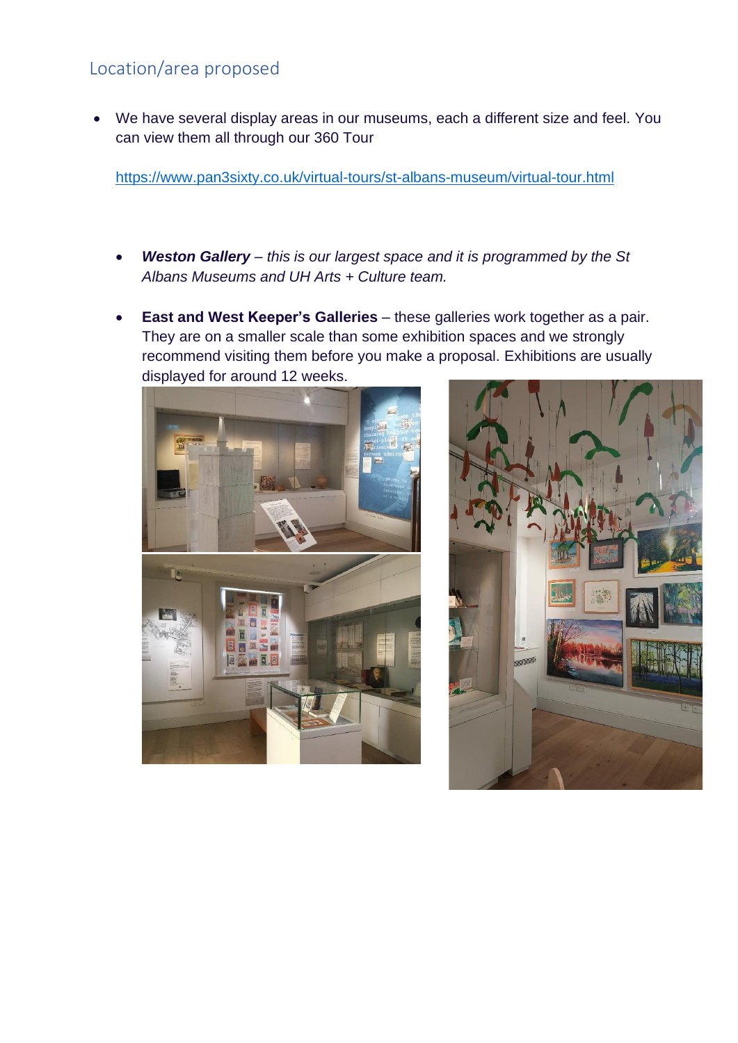## Location/area proposed

- We have several display areas in our museums, each a different size and feel. You can view them all through our 360 Tour

  https://www.pan3sixty.co.uk/virtual-tours/st-albans-museum/virtual-tour.html

  - ***Weston Gallery** – this is our largest space and it is programmed by the St Albans Museums and UH Arts + Culture team.*

  - **East and West Keeper's Galleries** – these galleries work together as a pair. They are on a smaller scale than some exhibition spaces and we strongly recommend visiting them before you make a proposal. Exhibitions are usually displayed for around 12 weeks.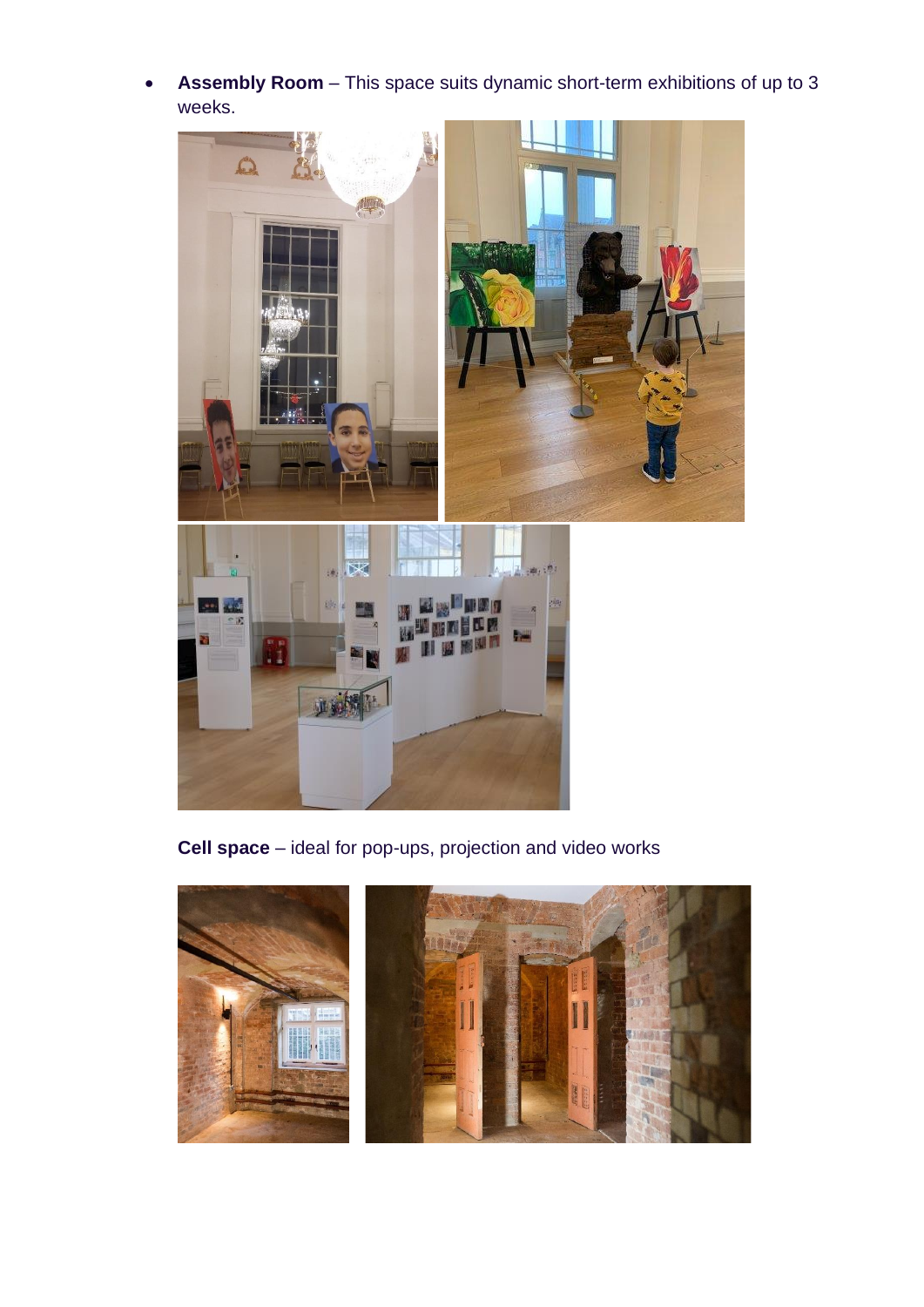- **Assembly Room** – This space suits dynamic short-term exhibitions of up to 3 weeks.

**Cell space** – ideal for pop-ups, projection and video works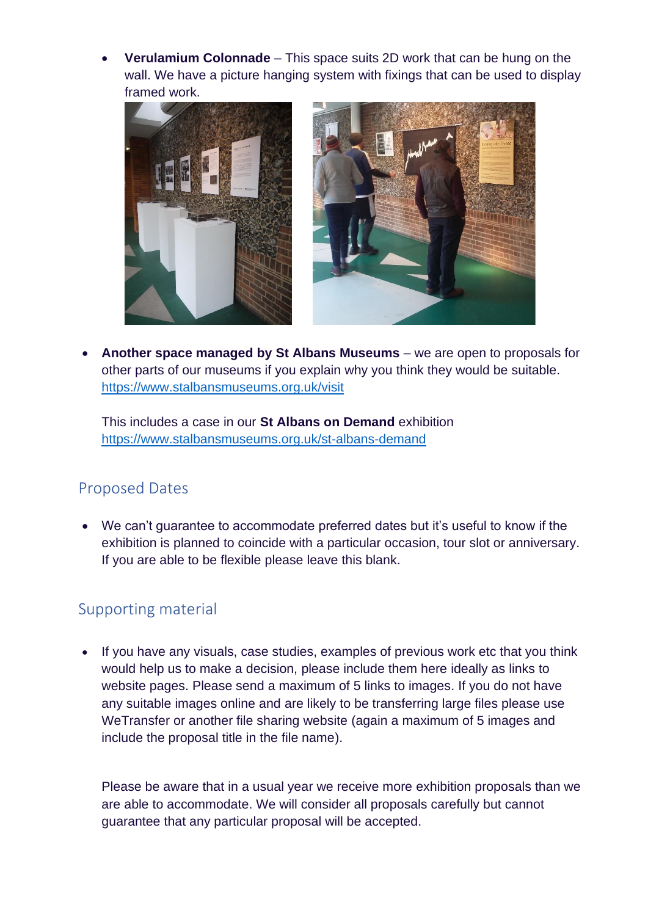- **Verulamium Colonnade** – This space suits 2D work that can be hung on the wall. We have a picture hanging system with fixings that can be used to display framed work.

- **Another space managed by St Albans Museums** – we are open to proposals for other parts of our museums if you explain why you think they would be suitable. https://www.stalbansmuseums.org.uk/visit

  This includes a case in our **St Albans on Demand** exhibition https://www.stalbansmuseums.org.uk/st-albans-demand

## Proposed Dates

- We can't guarantee to accommodate preferred dates but it's useful to know if the exhibition is planned to coincide with a particular occasion, tour slot or anniversary. If you are able to be flexible please leave this blank.

## Supporting material

- If you have any visuals, case studies, examples of previous work etc that you think would help us to make a decision, please include them here ideally as links to website pages. Please send a maximum of 5 links to images. If you do not have any suitable images online and are likely to be transferring large files please use WeTransfer or another file sharing website (again a maximum of 5 images and include the proposal title in the file name).

  Please be aware that in a usual year we receive more exhibition proposals than we are able to accommodate. We will consider all proposals carefully but cannot guarantee that any particular proposal will be accepted.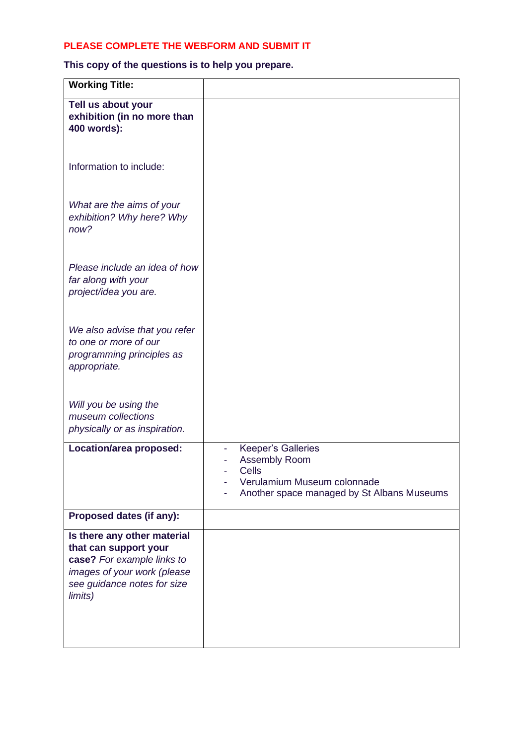**PLEASE COMPLETE THE WEBFORM AND SUBMIT IT**

**This copy of the questions is to help you prepare.**

| | |
|---|---|
| **Working Title:** | |
| **Tell us about your exhibition (in no more than 400 words):**<br><br>Information to include:<br><br>*What are the aims of your exhibition? Why here? Why now?*<br><br>*Please include an idea of how far along with your project/idea you are.*<br><br>*We also advise that you refer to one or more of our programming principles as appropriate.*<br><br>*Will you be using the museum collections physically or as inspiration.* | |
| **Location/area proposed:** | - Keeper's Galleries<br>- Assembly Room<br>- Cells<br>- Verulamium Museum colonnade<br>- Another space managed by St Albans Museums |
| **Proposed dates (if any):** | |
| **Is there any other material that can support your case?** *For example links to images of your work (please see guidance notes for size limits)* | |